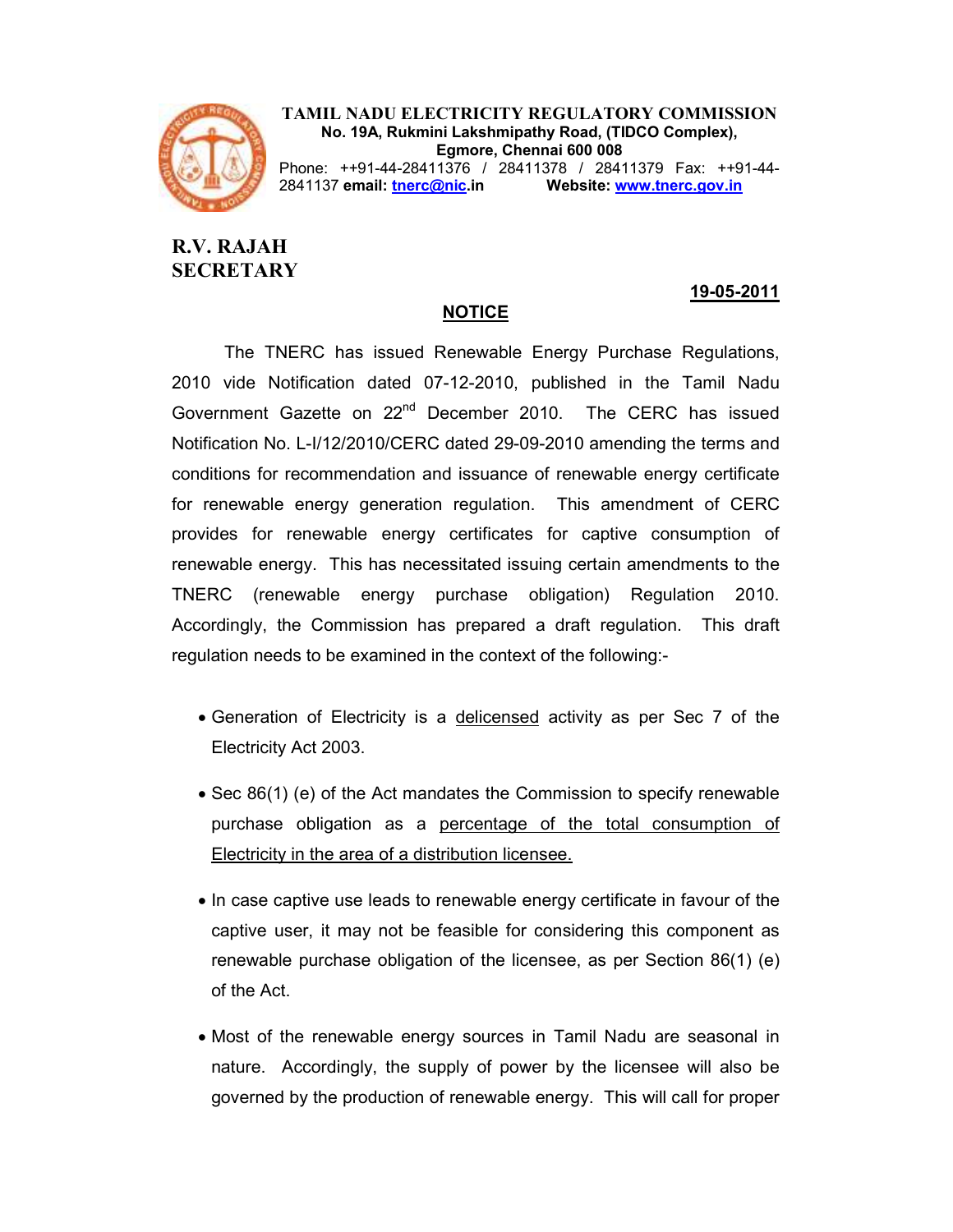**TAMIL NADU ELECTRICITY REGULATORY COMMISSION**
**No. 19A, Rukmini Lakshmipathy Road, (TIDCO Complex),**
**Egmore, Chennai 600 008**
Phone: ++91-44-28411376 / 28411378 / 28411379 Fax: ++91-44-2841137 **email:** tnerc@nic.in **Website:** www.tnerc.gov.in

**R.V. RAJAH**
**SECRETARY**

**19-05-2011**

## NOTICE

The TNERC has issued Renewable Energy Purchase Regulations, 2010 vide Notification dated 07-12-2010, published in the Tamil Nadu Government Gazette on 22nd December 2010. The CERC has issued Notification No. L-I/12/2010/CERC dated 29-09-2010 amending the terms and conditions for recommendation and issuance of renewable energy certificate for renewable energy generation regulation. This amendment of CERC provides for renewable energy certificates for captive consumption of renewable energy. This has necessitated issuing certain amendments to the TNERC (renewable energy purchase obligation) Regulation 2010. Accordingly, the Commission has prepared a draft regulation. This draft regulation needs to be examined in the context of the following:-

- Generation of Electricity is a delicensed activity as per Sec 7 of the Electricity Act 2003.
- Sec 86(1) (e) of the Act mandates the Commission to specify renewable purchase obligation as a percentage of the total consumption of Electricity in the area of a distribution licensee.
- In case captive use leads to renewable energy certificate in favour of the captive user, it may not be feasible for considering this component as renewable purchase obligation of the licensee, as per Section 86(1) (e) of the Act.
- Most of the renewable energy sources in Tamil Nadu are seasonal in nature. Accordingly, the supply of power by the licensee will also be governed by the production of renewable energy. This will call for proper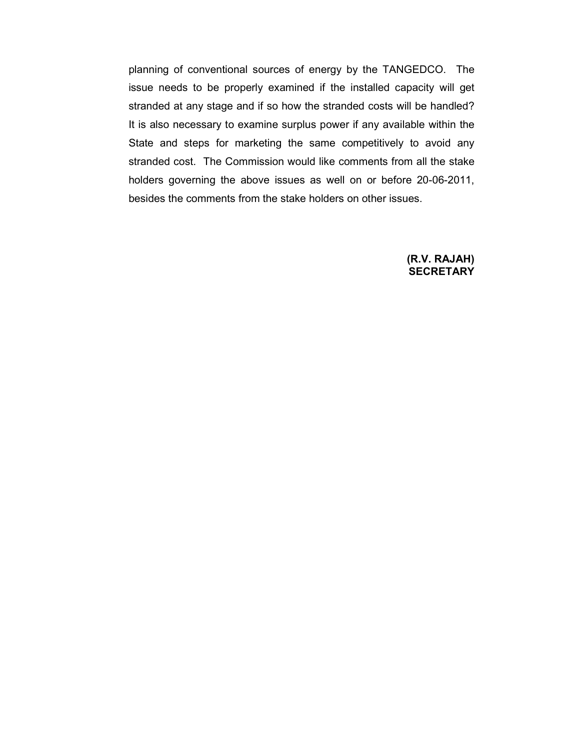planning of conventional sources of energy by the TANGEDCO. The issue needs to be properly examined if the installed capacity will get stranded at any stage and if so how the stranded costs will be handled? It is also necessary to examine surplus power if any available within the State and steps for marketing the same competitively to avoid any stranded cost. The Commission would like comments from all the stake holders governing the above issues as well on or before 20-06-2011, besides the comments from the stake holders on other issues.

**(R.V. RAJAH)**
**SECRETARY**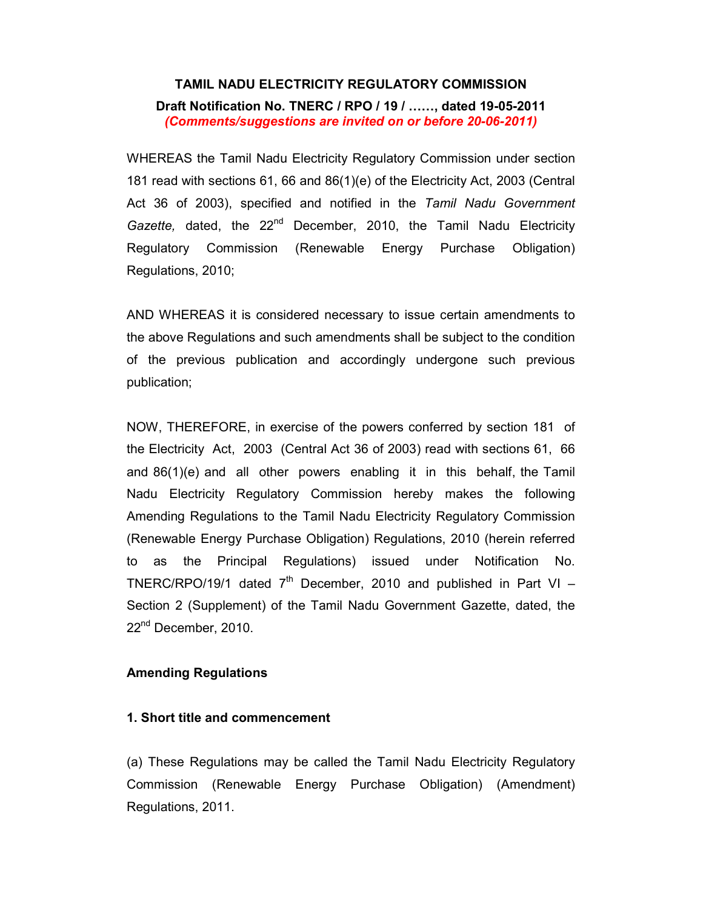**TAMIL NADU ELECTRICITY REGULATORY COMMISSION**

**Draft Notification No. TNERC / RPO / 19 / ……, dated 19-05-2011**

***(Comments/suggestions are invited on or before 20-06-2011)***

WHEREAS the Tamil Nadu Electricity Regulatory Commission under section 181 read with sections 61, 66 and 86(1)(e) of the Electricity Act, 2003 (Central Act 36 of 2003), specified and notified in the *Tamil Nadu Government Gazette,* dated, the 22nd December, 2010, the Tamil Nadu Electricity Regulatory Commission (Renewable Energy Purchase Obligation) Regulations, 2010;

AND WHEREAS it is considered necessary to issue certain amendments to the above Regulations and such amendments shall be subject to the condition of the previous publication and accordingly undergone such previous publication;

NOW, THEREFORE, in exercise of the powers conferred by section 181 of the Electricity Act, 2003 (Central Act 36 of 2003) read with sections 61, 66 and 86(1)(e) and all other powers enabling it in this behalf, the Tamil Nadu Electricity Regulatory Commission hereby makes the following Amending Regulations to the Tamil Nadu Electricity Regulatory Commission (Renewable Energy Purchase Obligation) Regulations, 2010 (herein referred to as the Principal Regulations) issued under Notification No. TNERC/RPO/19/1 dated 7th December, 2010 and published in Part VI – Section 2 (Supplement) of the Tamil Nadu Government Gazette, dated, the 22nd December, 2010.

**Amending Regulations**

**1. Short title and commencement**

(a) These Regulations may be called the Tamil Nadu Electricity Regulatory Commission (Renewable Energy Purchase Obligation) (Amendment) Regulations, 2011.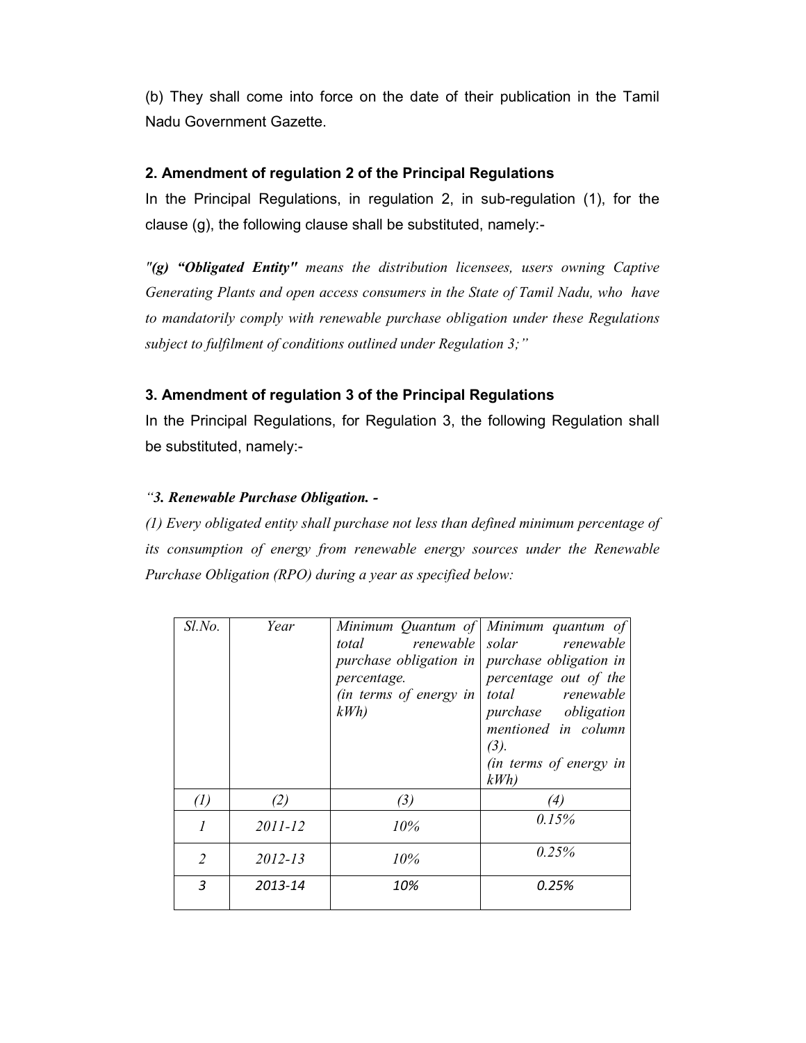(b) They shall come into force on the date of their publication in the Tamil Nadu Government Gazette.

**2. Amendment of regulation 2 of the Principal Regulations**

In the Principal Regulations, in regulation 2, in sub-regulation (1), for the clause (g), the following clause shall be substituted, namely:-

*"(g)* ***"Obligated Entity"*** *means the distribution licensees, users owning Captive Generating Plants and open access consumers in the State of Tamil Nadu, who have to mandatorily comply with renewable purchase obligation under these Regulations subject to fulfilment of conditions outlined under Regulation 3;"*

**3. Amendment of regulation 3 of the Principal Regulations**

In the Principal Regulations, for Regulation 3, the following Regulation shall be substituted, namely:-

*"****3. Renewable Purchase Obligation. -***

*(1) Every obligated entity shall purchase not less than defined minimum percentage of its consumption of energy from renewable energy sources under the Renewable Purchase Obligation (RPO) during a year as specified below:*

| *Sl.No.* | *Year* | *Minimum Quantum of total renewable purchase obligation in percentage. (in terms of energy in kWh)* | *Minimum quantum of solar renewable purchase obligation in percentage out of the total renewable purchase obligation mentioned in column (3). (in terms of energy in kWh)* |
|---|---|---|---|
| *(1)* | *(2)* | *(3)* | *(4)* |
| *1* | *2011-12* | *10%* | *0.15%* |
| *2* | *2012-13* | *10%* | *0.25%* |
| *3* | *2013-14* | *10%* | *0.25%* |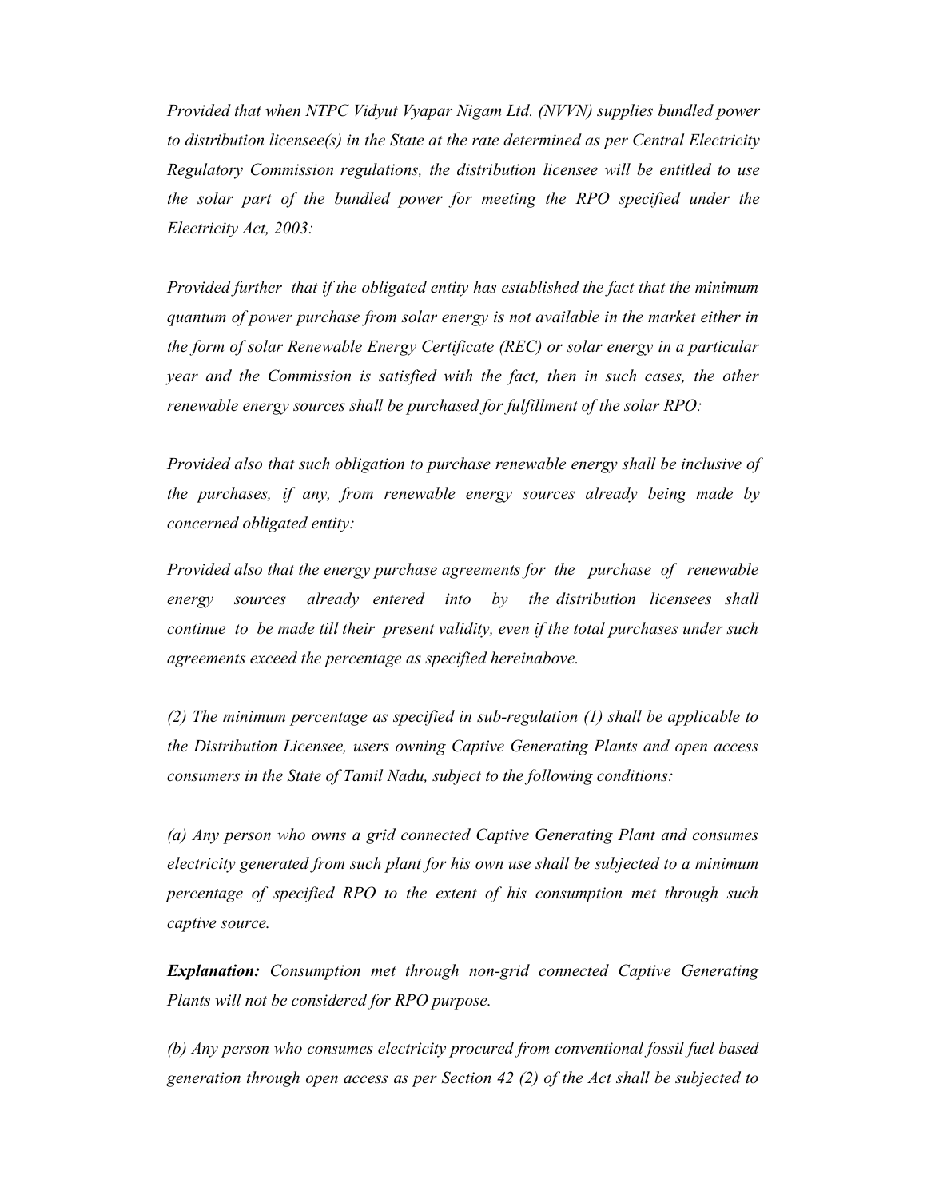*Provided that when NTPC Vidyut Vyapar Nigam Ltd. (NVVN) supplies bundled power to distribution licensee(s) in the State at the rate determined as per Central Electricity Regulatory Commission regulations, the distribution licensee will be entitled to use the solar part of the bundled power for meeting the RPO specified under the Electricity Act, 2003:*

*Provided further that if the obligated entity has established the fact that the minimum quantum of power purchase from solar energy is not available in the market either in the form of solar Renewable Energy Certificate (REC) or solar energy in a particular year and the Commission is satisfied with the fact, then in such cases, the other renewable energy sources shall be purchased for fulfillment of the solar RPO:*

*Provided also that such obligation to purchase renewable energy shall be inclusive of the purchases, if any, from renewable energy sources already being made by concerned obligated entity:*

*Provided also that the energy purchase agreements for the purchase of renewable energy sources already entered into by the distribution licensees shall continue to be made till their present validity, even if the total purchases under such agreements exceed the percentage as specified hereinabove.*

*(2) The minimum percentage as specified in sub-regulation (1) shall be applicable to the Distribution Licensee, users owning Captive Generating Plants and open access consumers in the State of Tamil Nadu, subject to the following conditions:*

*(a) Any person who owns a grid connected Captive Generating Plant and consumes electricity generated from such plant for his own use shall be subjected to a minimum percentage of specified RPO to the extent of his consumption met through such captive source.*

***Explanation:*** *Consumption met through non-grid connected Captive Generating Plants will not be considered for RPO purpose.*

*(b) Any person who consumes electricity procured from conventional fossil fuel based generation through open access as per Section 42 (2) of the Act shall be subjected to*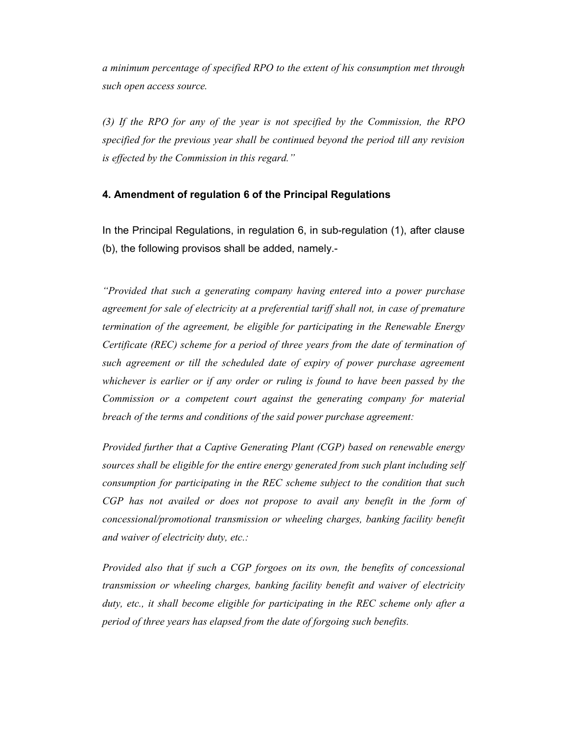*a minimum percentage of specified RPO to the extent of his consumption met through such open access source.*

*(3) If the RPO for any of the year is not specified by the Commission, the RPO specified for the previous year shall be continued beyond the period till any revision is effected by the Commission in this regard."*

### 4. Amendment of regulation 6 of the Principal Regulations

In the Principal Regulations, in regulation 6, in sub-regulation (1), after clause (b), the following provisos shall be added, namely.-

*"Provided that such a generating company having entered into a power purchase agreement for sale of electricity at a preferential tariff shall not, in case of premature termination of the agreement, be eligible for participating in the Renewable Energy Certificate (REC) scheme for a period of three years from the date of termination of such agreement or till the scheduled date of expiry of power purchase agreement whichever is earlier or if any order or ruling is found to have been passed by the Commission or a competent court against the generating company for material breach of the terms and conditions of the said power purchase agreement:*

*Provided further that a Captive Generating Plant (CGP) based on renewable energy sources shall be eligible for the entire energy generated from such plant including self consumption for participating in the REC scheme subject to the condition that such CGP has not availed or does not propose to avail any benefit in the form of concessional/promotional transmission or wheeling charges, banking facility benefit and waiver of electricity duty, etc.:*

*Provided also that if such a CGP forgoes on its own, the benefits of concessional transmission or wheeling charges, banking facility benefit and waiver of electricity duty, etc., it shall become eligible for participating in the REC scheme only after a period of three years has elapsed from the date of forgoing such benefits.*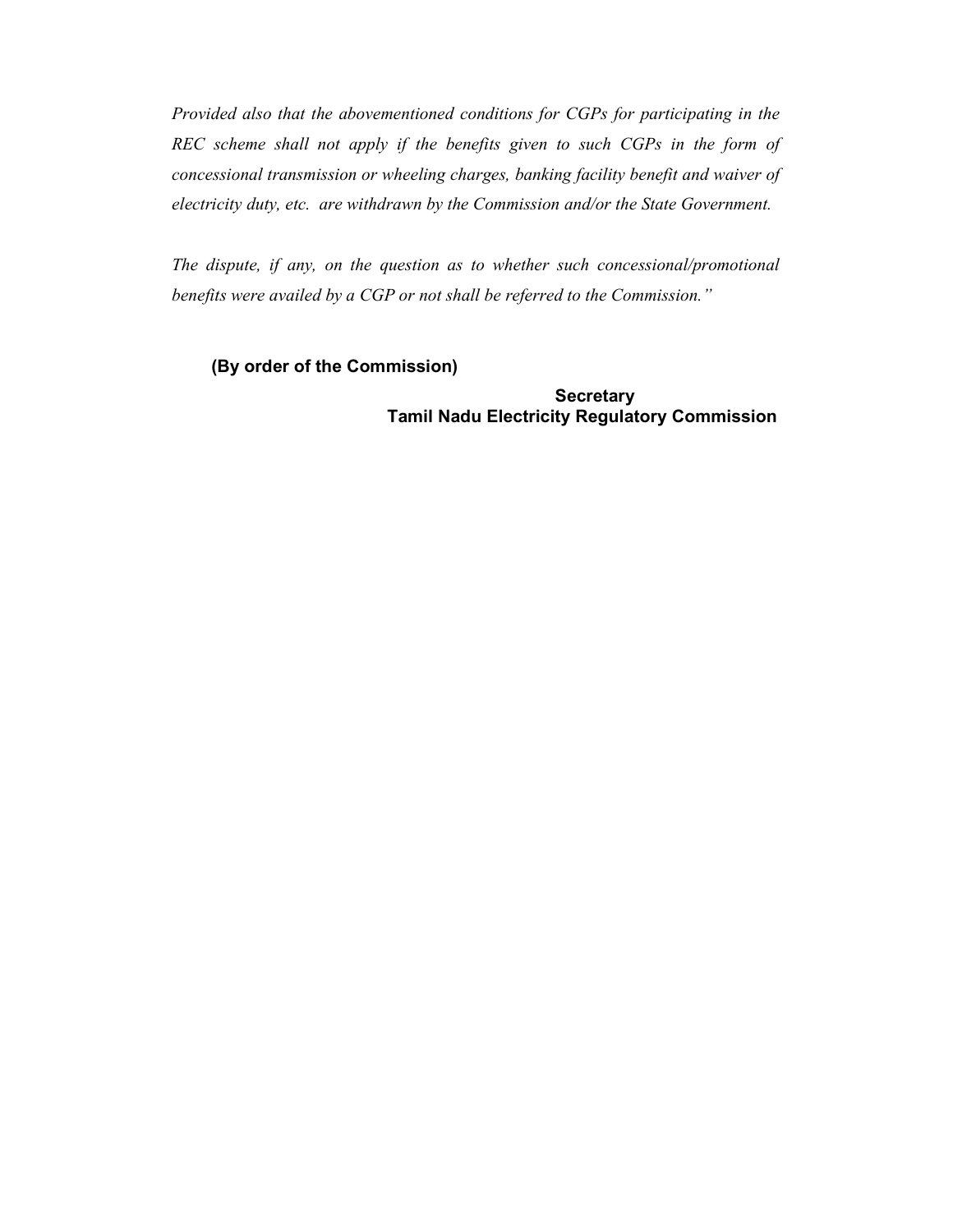*Provided also that the abovementioned conditions for CGPs for participating in the REC scheme shall not apply if the benefits given to such CGPs in the form of concessional transmission or wheeling charges, banking facility benefit and waiver of electricity duty, etc. are withdrawn by the Commission and/or the State Government.*

*The dispute, if any, on the question as to whether such concessional/promotional benefits were availed by a CGP or not shall be referred to the Commission."*

**(By order of the Commission)**

**Secretary**
**Tamil Nadu Electricity Regulatory Commission**